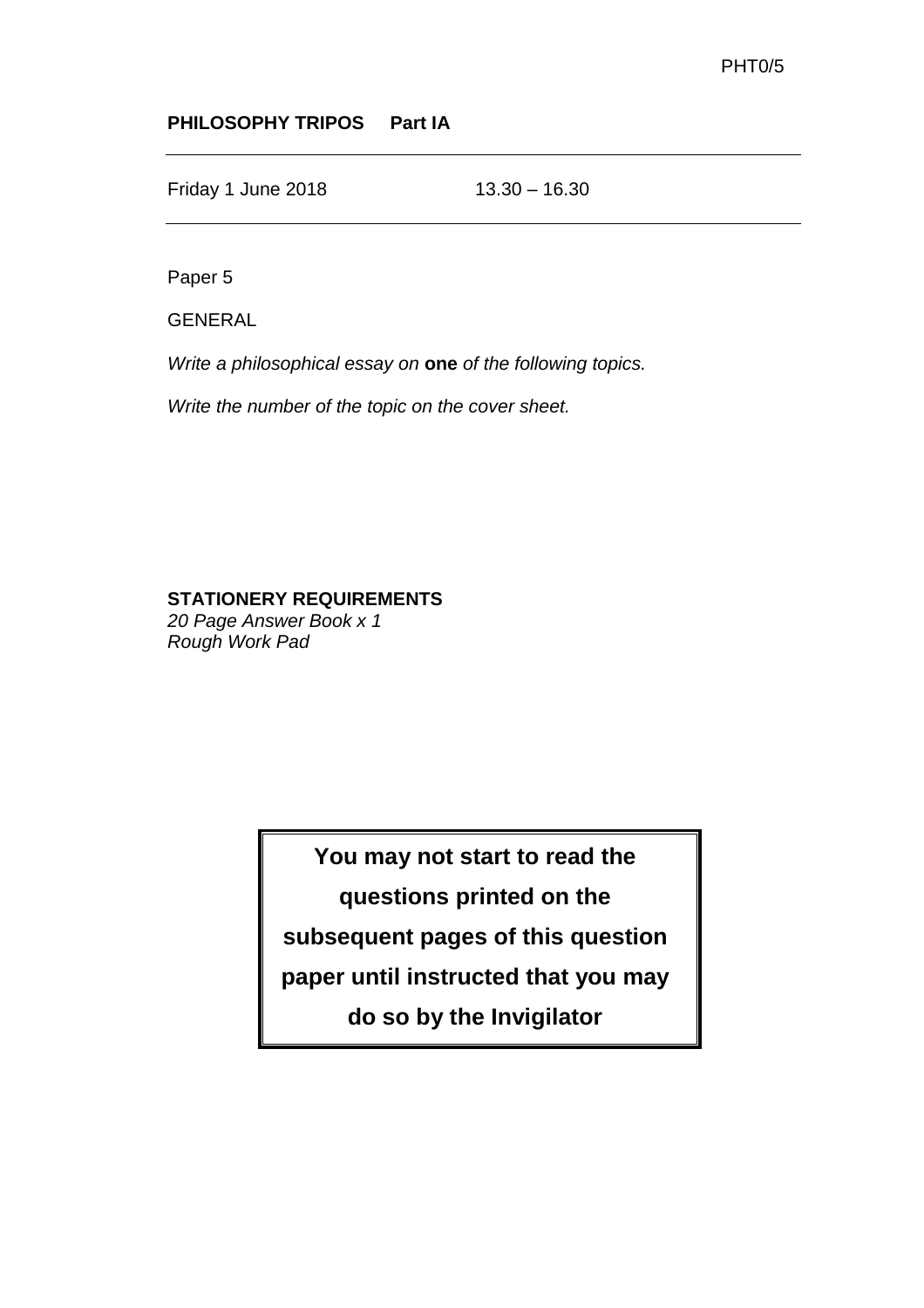PHT0/5

**PHILOSOPHY TRIPOS Part IA**

---

Friday 1 June 2018 13.30 – 16.30

---

Paper 5

GENERAL

*Write a philosophical essay on* **one** *of the following topics.*

*Write the number of the topic on the cover sheet.*

**STATIONERY REQUIREMENTS**
*20 Page Answer Book x 1*
*Rough Work Pad*

**You may not start to read the questions printed on the subsequent pages of this question paper until instructed that you may do so by the Invigilator**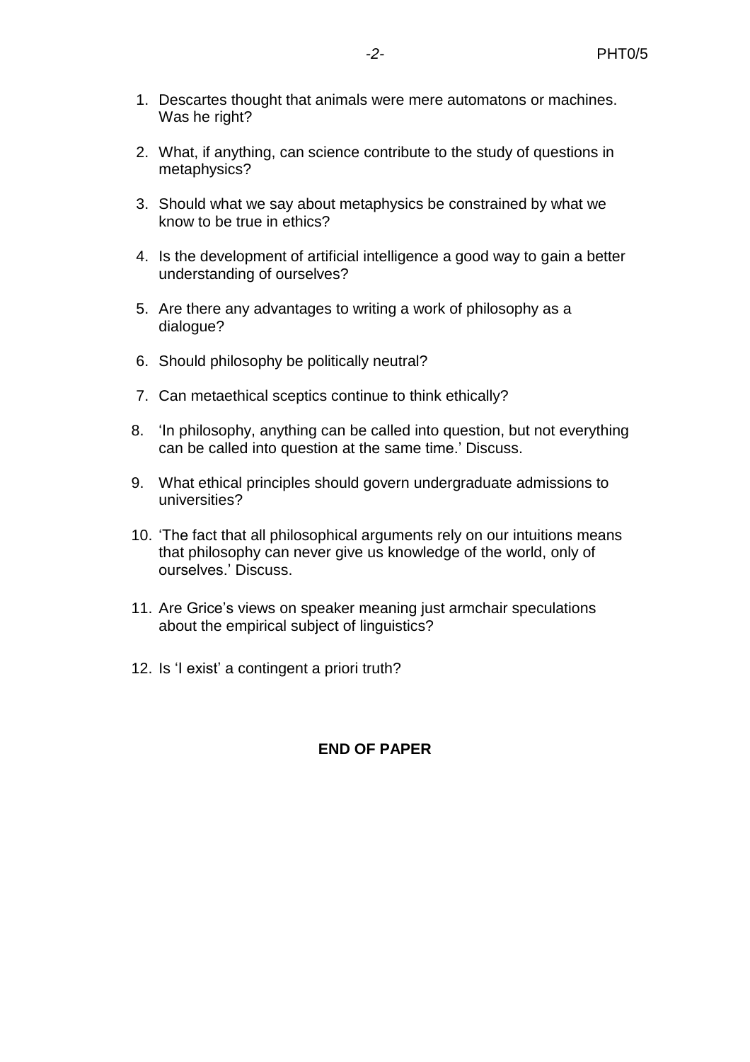1. Descartes thought that animals were mere automatons or machines. Was he right?

2. What, if anything, can science contribute to the study of questions in metaphysics?

3. Should what we say about metaphysics be constrained by what we know to be true in ethics?

4. Is the development of artificial intelligence a good way to gain a better understanding of ourselves?

5. Are there any advantages to writing a work of philosophy as a dialogue?

6. Should philosophy be politically neutral?

7. Can metaethical sceptics continue to think ethically?

8. 'In philosophy, anything can be called into question, but not everything can be called into question at the same time.' Discuss.

9. What ethical principles should govern undergraduate admissions to universities?

10. 'The fact that all philosophical arguments rely on our intuitions means that philosophy can never give us knowledge of the world, only of ourselves.' Discuss.

11. Are Grice's views on speaker meaning just armchair speculations about the empirical subject of linguistics?

12. Is 'I exist' a contingent a priori truth?

**END OF PAPER**